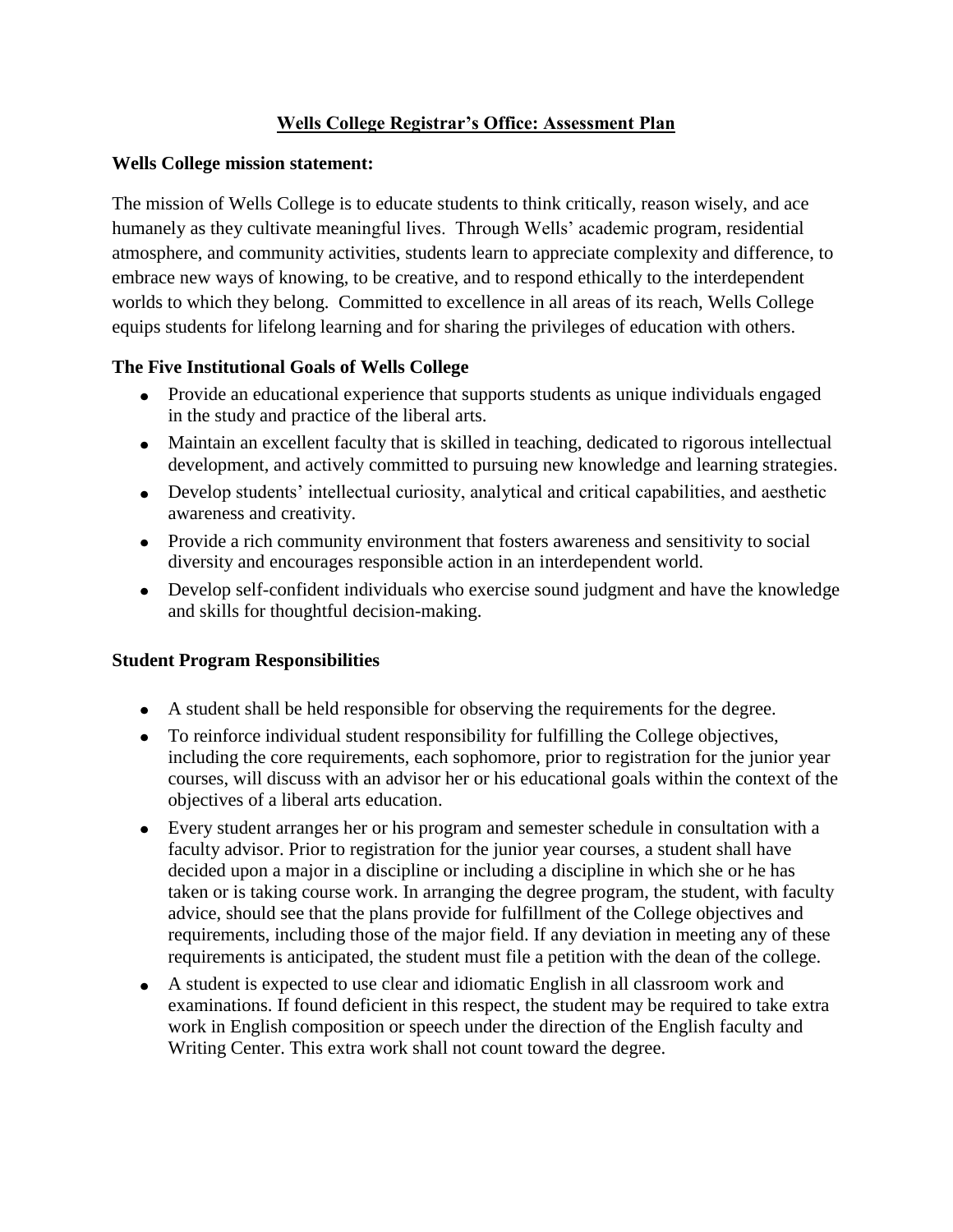# Wells College Registrar's Office: Assessment Plan

**Wells College mission statement:**

The mission of Wells College is to educate students to think critically, reason wisely, and ace humanely as they cultivate meaningful lives. Through Wells' academic program, residential atmosphere, and community activities, students learn to appreciate complexity and difference, to embrace new ways of knowing, to be creative, and to respond ethically to the interdependent worlds to which they belong. Committed to excellence in all areas of its reach, Wells College equips students for lifelong learning and for sharing the privileges of education with others.

## The Five Institutional Goals of Wells College

- Provide an educational experience that supports students as unique individuals engaged in the study and practice of the liberal arts.
- Maintain an excellent faculty that is skilled in teaching, dedicated to rigorous intellectual development, and actively committed to pursuing new knowledge and learning strategies.
- Develop students' intellectual curiosity, analytical and critical capabilities, and aesthetic awareness and creativity.
- Provide a rich community environment that fosters awareness and sensitivity to social diversity and encourages responsible action in an interdependent world.
- Develop self-confident individuals who exercise sound judgment and have the knowledge and skills for thoughtful decision-making.

## Student Program Responsibilities

- A student shall be held responsible for observing the requirements for the degree.
- To reinforce individual student responsibility for fulfilling the College objectives, including the core requirements, each sophomore, prior to registration for the junior year courses, will discuss with an advisor her or his educational goals within the context of the objectives of a liberal arts education.
- Every student arranges her or his program and semester schedule in consultation with a faculty advisor. Prior to registration for the junior year courses, a student shall have decided upon a major in a discipline or including a discipline in which she or he has taken or is taking course work. In arranging the degree program, the student, with faculty advice, should see that the plans provide for fulfillment of the College objectives and requirements, including those of the major field. If any deviation in meeting any of these requirements is anticipated, the student must file a petition with the dean of the college.
- A student is expected to use clear and idiomatic English in all classroom work and examinations. If found deficient in this respect, the student may be required to take extra work in English composition or speech under the direction of the English faculty and Writing Center. This extra work shall not count toward the degree.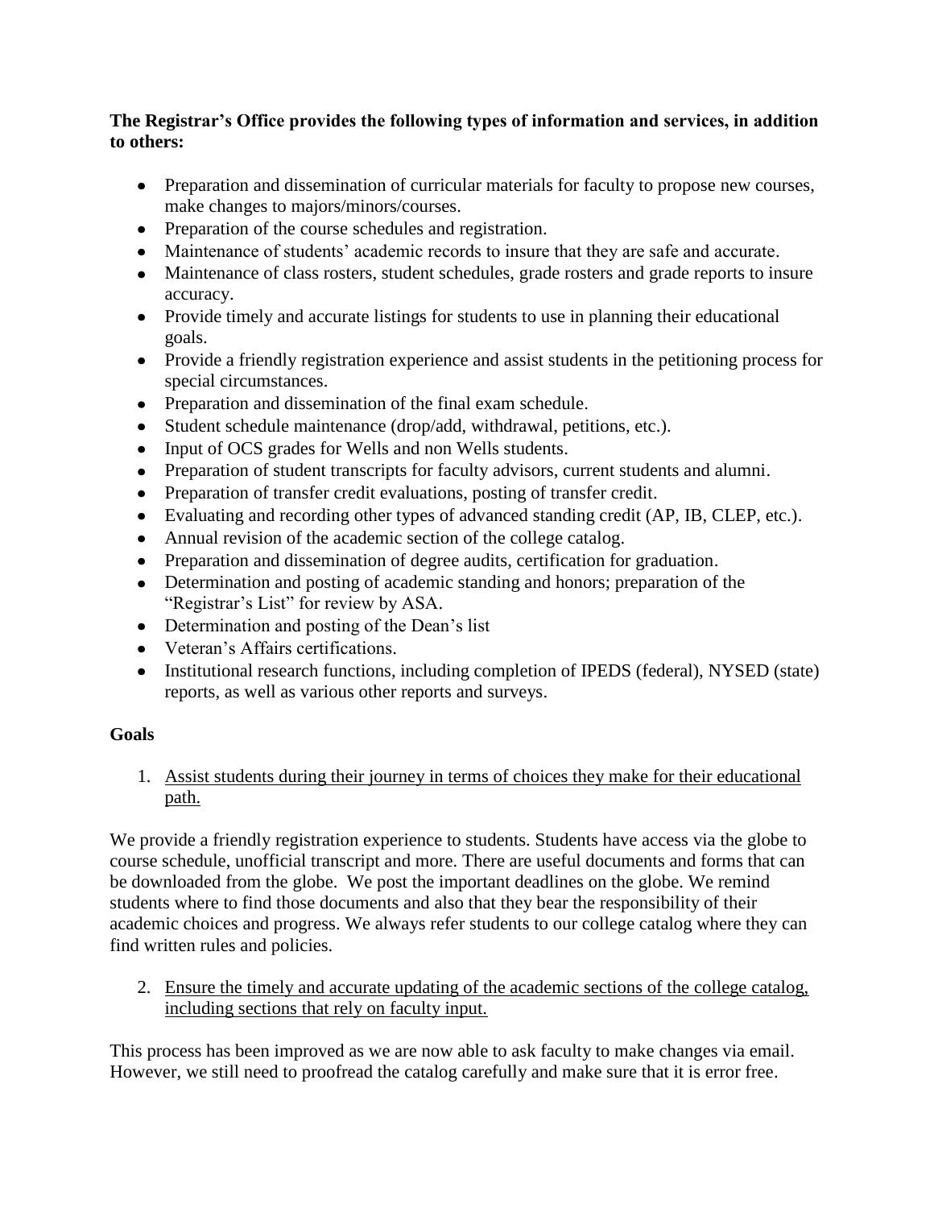**The Registrar's Office provides the following types of information and services, in addition to others:**

- Preparation and dissemination of curricular materials for faculty to propose new courses, make changes to majors/minors/courses.
- Preparation of the course schedules and registration.
- Maintenance of students' academic records to insure that they are safe and accurate.
- Maintenance of class rosters, student schedules, grade rosters and grade reports to insure accuracy.
- Provide timely and accurate listings for students to use in planning their educational goals.
- Provide a friendly registration experience and assist students in the petitioning process for special circumstances.
- Preparation and dissemination of the final exam schedule.
- Student schedule maintenance (drop/add, withdrawal, petitions, etc.).
- Input of OCS grades for Wells and non Wells students.
- Preparation of student transcripts for faculty advisors, current students and alumni.
- Preparation of transfer credit evaluations, posting of transfer credit.
- Evaluating and recording other types of advanced standing credit (AP, IB, CLEP, etc.).
- Annual revision of the academic section of the college catalog.
- Preparation and dissemination of degree audits, certification for graduation.
- Determination and posting of academic standing and honors; preparation of the "Registrar's List" for review by ASA.
- Determination and posting of the Dean's list
- Veteran's Affairs certifications.
- Institutional research functions, including completion of IPEDS (federal), NYSED (state) reports, as well as various other reports and surveys.

**Goals**

1. <u>Assist students during their journey in terms of choices they make for their educational path.</u>

We provide a friendly registration experience to students. Students have access via the globe to course schedule, unofficial transcript and more. There are useful documents and forms that can be downloaded from the globe. We post the important deadlines on the globe. We remind students where to find those documents and also that they bear the responsibility of their academic choices and progress. We always refer students to our college catalog where they can find written rules and policies.

2. <u>Ensure the timely and accurate updating of the academic sections of the college catalog, including sections that rely on faculty input.</u>

This process has been improved as we are now able to ask faculty to make changes via email. However, we still need to proofread the catalog carefully and make sure that it is error free.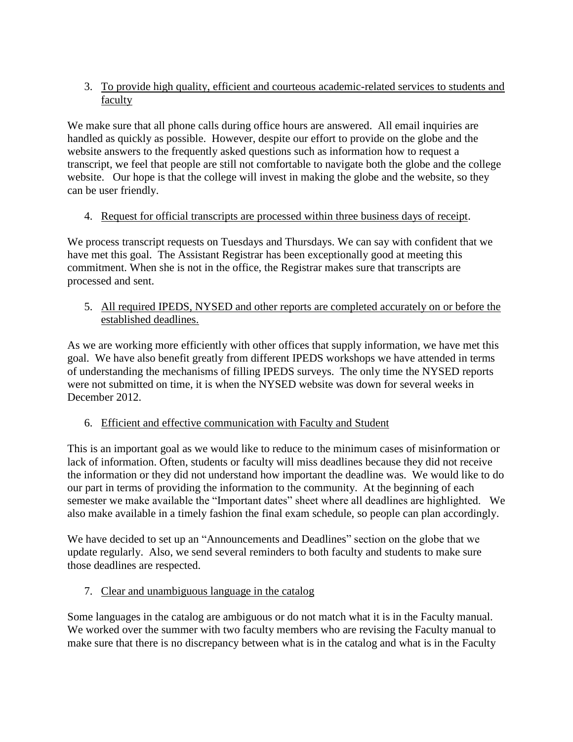3. <u>To provide high quality, efficient and courteous academic-related services to students and faculty</u>

We make sure that all phone calls during office hours are answered. All email inquiries are handled as quickly as possible. However, despite our effort to provide on the globe and the website answers to the frequently asked questions such as information how to request a transcript, we feel that people are still not comfortable to navigate both the globe and the college website. Our hope is that the college will invest in making the globe and the website, so they can be user friendly.

4. <u>Request for official transcripts are processed within three business days of receipt</u>.

We process transcript requests on Tuesdays and Thursdays. We can say with confident that we have met this goal. The Assistant Registrar has been exceptionally good at meeting this commitment. When she is not in the office, the Registrar makes sure that transcripts are processed and sent.

5. <u>All required IPEDS, NYSED and other reports are completed accurately on or before the established deadlines.</u>

As we are working more efficiently with other offices that supply information, we have met this goal. We have also benefit greatly from different IPEDS workshops we have attended in terms of understanding the mechanisms of filling IPEDS surveys. The only time the NYSED reports were not submitted on time, it is when the NYSED website was down for several weeks in December 2012.

6. <u>Efficient and effective communication with Faculty and Student</u>

This is an important goal as we would like to reduce to the minimum cases of misinformation or lack of information. Often, students or faculty will miss deadlines because they did not receive the information or they did not understand how important the deadline was. We would like to do our part in terms of providing the information to the community. At the beginning of each semester we make available the "Important dates" sheet where all deadlines are highlighted. We also make available in a timely fashion the final exam schedule, so people can plan accordingly.

We have decided to set up an "Announcements and Deadlines" section on the globe that we update regularly. Also, we send several reminders to both faculty and students to make sure those deadlines are respected.

7. <u>Clear and unambiguous language in the catalog</u>

Some languages in the catalog are ambiguous or do not match what it is in the Faculty manual. We worked over the summer with two faculty members who are revising the Faculty manual to make sure that there is no discrepancy between what is in the catalog and what is in the Faculty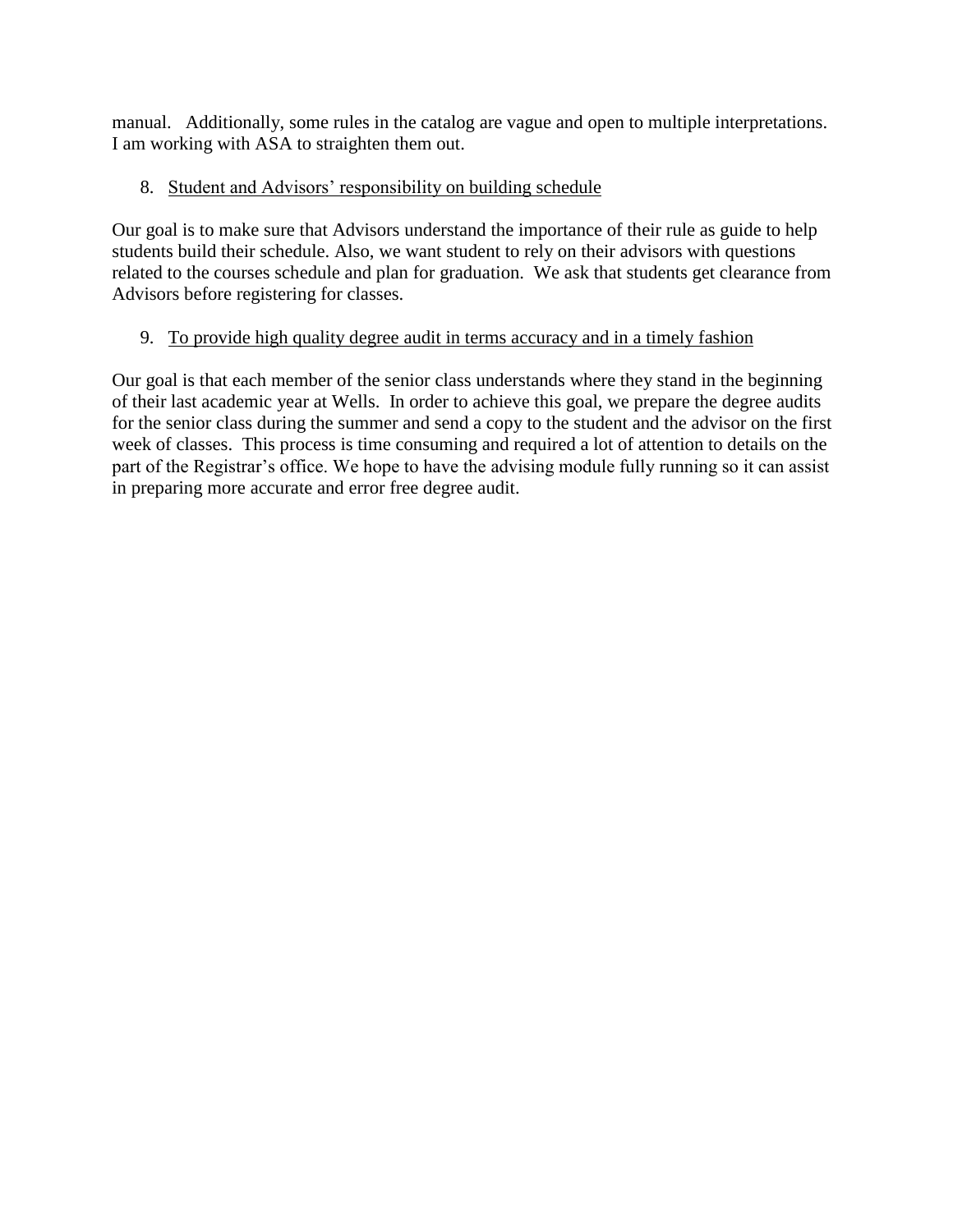manual.   Additionally, some rules in the catalog are vague and open to multiple interpretations.  I am working with ASA to straighten them out.

8. Student and Advisors' responsibility on building schedule

Our goal is to make sure that Advisors understand the importance of their rule as guide to help students build their schedule. Also, we want student to rely on their advisors with questions related to the courses schedule and plan for graduation.  We ask that students get clearance from Advisors before registering for classes.

9. To provide high quality degree audit in terms accuracy and in a timely fashion

Our goal is that each member of the senior class understands where they stand in the beginning of their last academic year at Wells.  In order to achieve this goal, we prepare the degree audits for the senior class during the summer and send a copy to the student and the advisor on the first week of classes.  This process is time consuming and required a lot of attention to details on the part of the Registrar's office. We hope to have the advising module fully running so it can assist in preparing more accurate and error free degree audit.